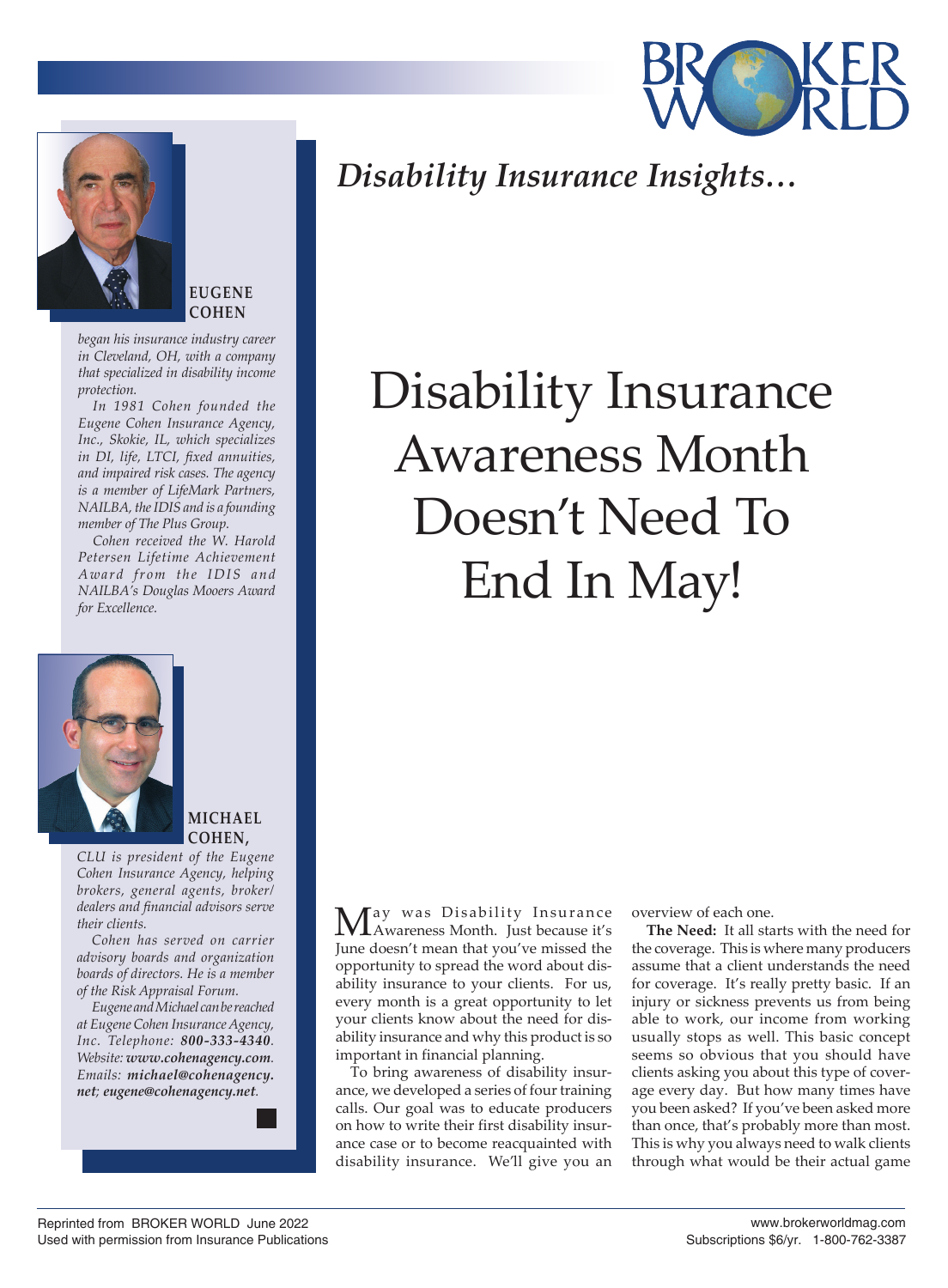*Disability Insurance Insights…*

# Disability Insurance Awareness Month Doesn't Need To End In May!

**EUGENE COHEN**

*began his insurance industry career in Cleveland, OH, with a company that specialized in disability income protection.*

*In 1981 Cohen founded the Eugene Cohen Insurance Agency, Inc., Skokie, IL, which specializes in DI, life, LTCI, fixed annuities, and impaired risk cases. The agency is a member of LifeMark Partners, NAILBA, the IDIS and is a founding member of The Plus Group.*

*Cohen received the W. Harold Petersen Lifetime Achievement Award from the IDIS and NAILBA's Douglas Mooers Award for Excellence.*

**MICHAEL COHEN,**

*CLU is president of the Eugene Cohen Insurance Agency, helping brokers, general agents, broker/dealers and financial advisors serve their clients.*

*Cohen has served on carrier advisory boards and organization boards of directors. He is a member of the Risk Appraisal Forum.*

*Eugene and Michael can be reached at Eugene Cohen Insurance Agency, Inc. Telephone:* ***800-333-4340****. Website:* ***www.cohenagency.com****. Emails:* ***michael@cohenagency.net****;* ***eugene@cohenagency.net****.*

May was Disability Insurance Awareness Month. Just because it's June doesn't mean that you've missed the opportunity to spread the word about disability insurance to your clients. For us, every month is a great opportunity to let your clients know about the need for disability insurance and why this product is so important in financial planning.

To bring awareness of disability insurance, we developed a series of four training calls. Our goal was to educate producers on how to write their first disability insurance case or to become reacquainted with disability insurance. We'll give you an overview of each one.

**The Need:** It all starts with the need for the coverage. This is where many producers assume that a client understands the need for coverage. It's really pretty basic. If an injury or sickness prevents us from being able to work, our income from working usually stops as well. This basic concept seems so obvious that you should have clients asking you about this type of coverage every day. But how many times have you been asked? If you've been asked more than once, that's probably more than most. This is why you always need to walk clients through what would be their actual game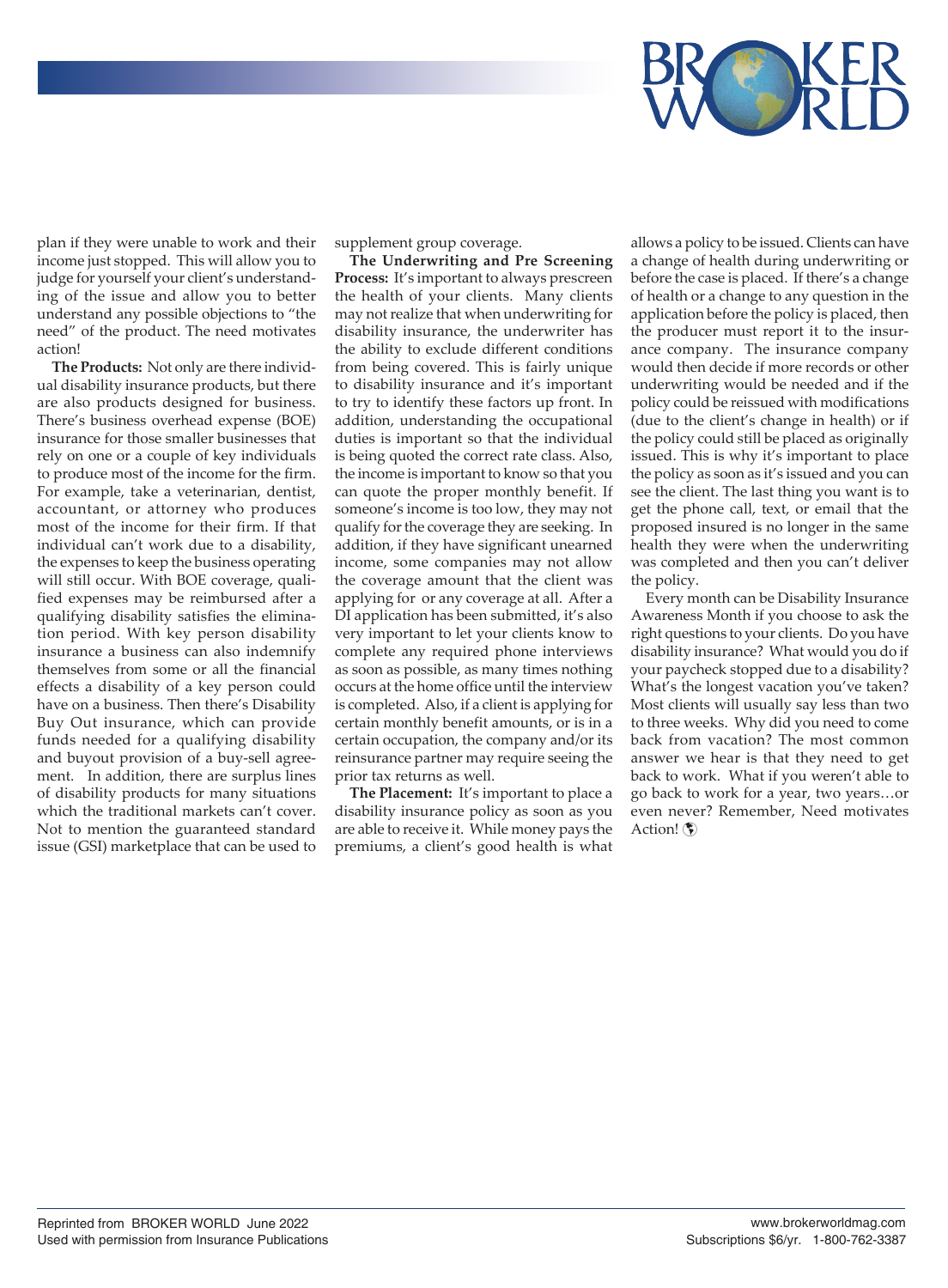plan if they were unable to work and their income just stopped. This will allow you to judge for yourself your client's understanding of the issue and allow you to better understand any possible objections to "the need" of the product. The need motivates action!

**The Products:** Not only are there individual disability insurance products, but there are also products designed for business. There's business overhead expense (BOE) insurance for those smaller businesses that rely on one or a couple of key individuals to produce most of the income for the firm. For example, take a veterinarian, dentist, accountant, or attorney who produces most of the income for their firm. If that individual can't work due to a disability, the expenses to keep the business operating will still occur. With BOE coverage, qualified expenses may be reimbursed after a qualifying disability satisfies the elimination period. With key person disability insurance a business can also indemnify themselves from some or all the financial effects a disability of a key person could have on a business. Then there's Disability Buy Out insurance, which can provide funds needed for a qualifying disability and buyout provision of a buy-sell agreement. In addition, there are surplus lines of disability products for many situations which the traditional markets can't cover. Not to mention the guaranteed standard issue (GSI) marketplace that can be used to supplement group coverage.

**The Underwriting and Pre Screening Process:** It's important to always prescreen the health of your clients. Many clients may not realize that when underwriting for disability insurance, the underwriter has the ability to exclude different conditions from being covered. This is fairly unique to disability insurance and it's important to try to identify these factors up front. In addition, understanding the occupational duties is important so that the individual is being quoted the correct rate class. Also, the income is important to know so that you can quote the proper monthly benefit. If someone's income is too low, they may not qualify for the coverage they are seeking. In addition, if they have significant unearned income, some companies may not allow the coverage amount that the client was applying for or any coverage at all. After a DI application has been submitted, it's also very important to let your clients know to complete any required phone interviews as soon as possible, as many times nothing occurs at the home office until the interview is completed. Also, if a client is applying for certain monthly benefit amounts, or is in a certain occupation, the company and/or its reinsurance partner may require seeing the prior tax returns as well.

**The Placement:** It's important to place a disability insurance policy as soon as you are able to receive it. While money pays the premiums, a client's good health is what allows a policy to be issued. Clients can have a change of health during underwriting or before the case is placed. If there's a change of health or a change to any question in the application before the policy is placed, then the producer must report it to the insurance company. The insurance company would then decide if more records or other underwriting would be needed and if the policy could be reissued with modifications (due to the client's change in health) or if the policy could still be placed as originally issued. This is why it's important to place the policy as soon as it's issued and you can see the client. The last thing you want is to get the phone call, text, or email that the proposed insured is no longer in the same health they were when the underwriting was completed and then you can't deliver the policy.

Every month can be Disability Insurance Awareness Month if you choose to ask the right questions to your clients. Do you have disability insurance? What would you do if your paycheck stopped due to a disability? What's the longest vacation you've taken? Most clients will usually say less than two to three weeks. Why did you need to come back from vacation? The most common answer we hear is that they need to get back to work. What if you weren't able to go back to work for a year, two years…or even never? Remember, Need motivates Action!

Reprinted from BROKER WORLD June 2022
Used with permission from Insurance Publications

www.brokerworldmag.com
Subscriptions $6/yr. 1-800-762-3387